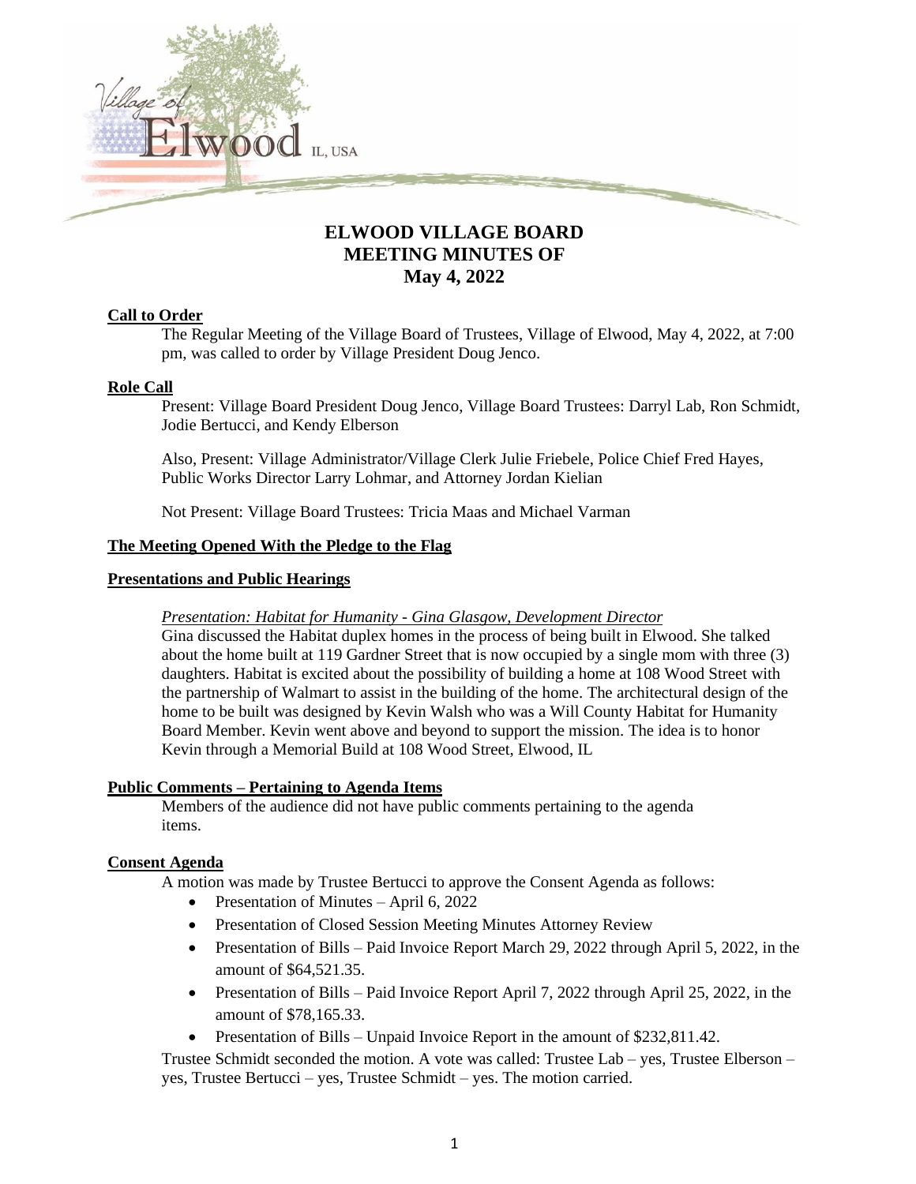# ELWOOD VILLAGE BOARD MEETING MINUTES OF May 4, 2022

**Call to Order**

The Regular Meeting of the Village Board of Trustees, Village of Elwood, May 4, 2022, at 7:00 pm, was called to order by Village President Doug Jenco.

**Role Call**

Present: Village Board President Doug Jenco, Village Board Trustees: Darryl Lab, Ron Schmidt, Jodie Bertucci, and Kendy Elberson

Also, Present: Village Administrator/Village Clerk Julie Friebele, Police Chief Fred Hayes, Public Works Director Larry Lohmar, and Attorney Jordan Kielian

Not Present: Village Board Trustees: Tricia Maas and Michael Varman

**The Meeting Opened With the Pledge to the Flag**

**Presentations and Public Hearings**

*Presentation: Habitat for Humanity - Gina Glasgow, Development Director*

Gina discussed the Habitat duplex homes in the process of being built in Elwood. She talked about the home built at 119 Gardner Street that is now occupied by a single mom with three (3) daughters. Habitat is excited about the possibility of building a home at 108 Wood Street with the partnership of Walmart to assist in the building of the home. The architectural design of the home to be built was designed by Kevin Walsh who was a Will County Habitat for Humanity Board Member. Kevin went above and beyond to support the mission. The idea is to honor Kevin through a Memorial Build at 108 Wood Street, Elwood, IL

**Public Comments – Pertaining to Agenda Items**

Members of the audience did not have public comments pertaining to the agenda items.

**Consent Agenda**

A motion was made by Trustee Bertucci to approve the Consent Agenda as follows:

- Presentation of Minutes – April 6, 2022
- Presentation of Closed Session Meeting Minutes Attorney Review
- Presentation of Bills – Paid Invoice Report March 29, 2022 through April 5, 2022, in the amount of $64,521.35.
- Presentation of Bills – Paid Invoice Report April 7, 2022 through April 25, 2022, in the amount of $78,165.33.
- Presentation of Bills – Unpaid Invoice Report in the amount of $232,811.42.

Trustee Schmidt seconded the motion. A vote was called: Trustee Lab – yes, Trustee Elberson – yes, Trustee Bertucci – yes, Trustee Schmidt – yes. The motion carried.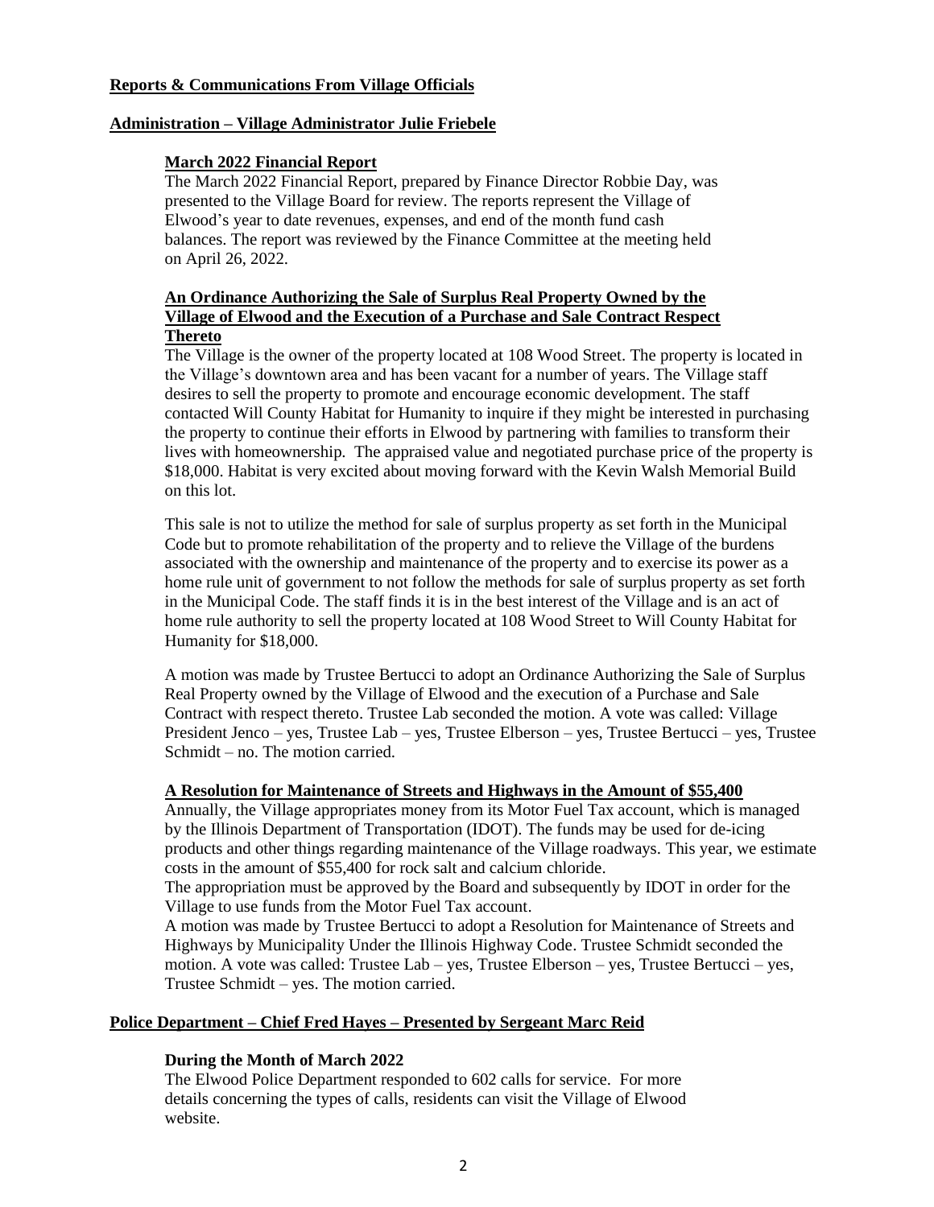## Reports & Communications From Village Officials

## Administration – Village Administrator Julie Friebele

### March 2022 Financial Report

The March 2022 Financial Report, prepared by Finance Director Robbie Day, was presented to the Village Board for review. The reports represent the Village of Elwood's year to date revenues, expenses, and end of the month fund cash balances. The report was reviewed by the Finance Committee at the meeting held on April 26, 2022.

### An Ordinance Authorizing the Sale of Surplus Real Property Owned by the Village of Elwood and the Execution of a Purchase and Sale Contract Respect Thereto

The Village is the owner of the property located at 108 Wood Street. The property is located in the Village's downtown area and has been vacant for a number of years. The Village staff desires to sell the property to promote and encourage economic development. The staff contacted Will County Habitat for Humanity to inquire if they might be interested in purchasing the property to continue their efforts in Elwood by partnering with families to transform their lives with homeownership. The appraised value and negotiated purchase price of the property is $18,000. Habitat is very excited about moving forward with the Kevin Walsh Memorial Build on this lot.

This sale is not to utilize the method for sale of surplus property as set forth in the Municipal Code but to promote rehabilitation of the property and to relieve the Village of the burdens associated with the ownership and maintenance of the property and to exercise its power as a home rule unit of government to not follow the methods for sale of surplus property as set forth in the Municipal Code. The staff finds it is in the best interest of the Village and is an act of home rule authority to sell the property located at 108 Wood Street to Will County Habitat for Humanity for $18,000.

A motion was made by Trustee Bertucci to adopt an Ordinance Authorizing the Sale of Surplus Real Property owned by the Village of Elwood and the execution of a Purchase and Sale Contract with respect thereto. Trustee Lab seconded the motion. A vote was called: Village President Jenco – yes, Trustee Lab – yes, Trustee Elberson – yes, Trustee Bertucci – yes, Trustee Schmidt – no. The motion carried.

### A Resolution for Maintenance of Streets and Highways in the Amount of $55,400

Annually, the Village appropriates money from its Motor Fuel Tax account, which is managed by the Illinois Department of Transportation (IDOT). The funds may be used for de-icing products and other things regarding maintenance of the Village roadways. This year, we estimate costs in the amount of $55,400 for rock salt and calcium chloride.

The appropriation must be approved by the Board and subsequently by IDOT in order for the Village to use funds from the Motor Fuel Tax account.

A motion was made by Trustee Bertucci to adopt a Resolution for Maintenance of Streets and Highways by Municipality Under the Illinois Highway Code. Trustee Schmidt seconded the motion. A vote was called: Trustee Lab – yes, Trustee Elberson – yes, Trustee Bertucci – yes, Trustee Schmidt – yes. The motion carried.

## Police Department – Chief Fred Hayes – Presented by Sergeant Marc Reid

### During the Month of March 2022

The Elwood Police Department responded to 602 calls for service. For more details concerning the types of calls, residents can visit the Village of Elwood website.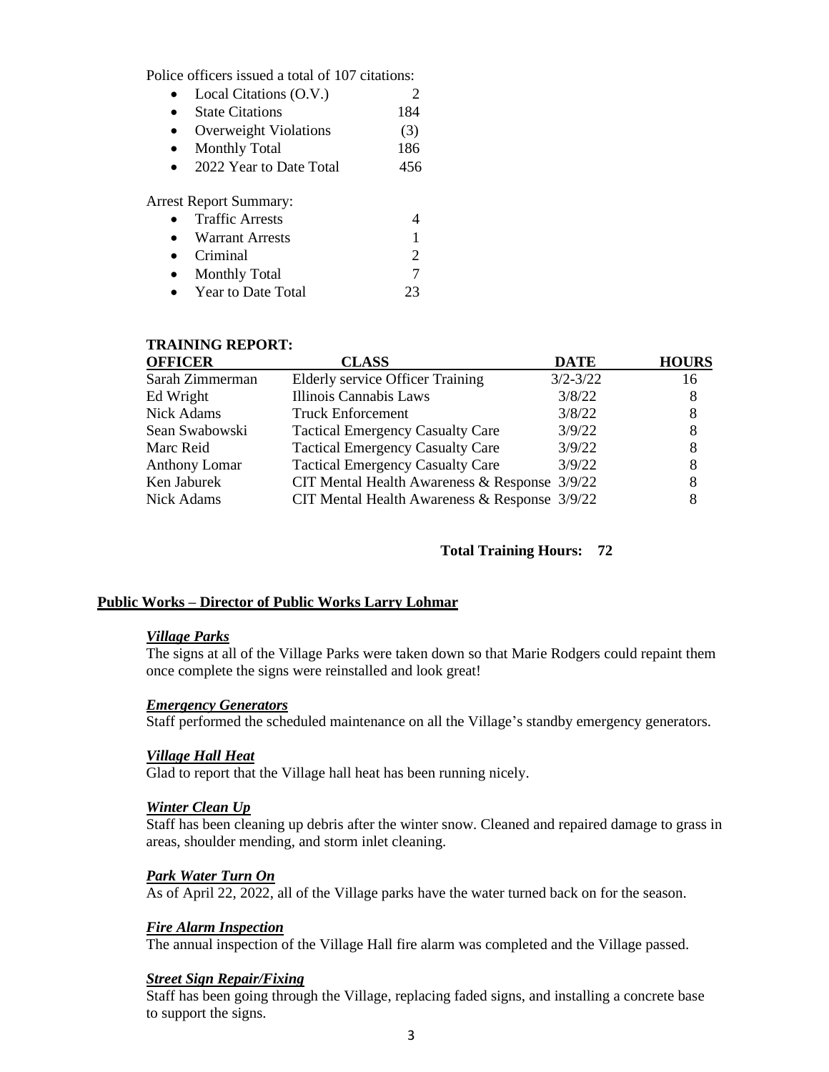Police officers issued a total of 107 citations:

- Local Citations (O.V.) 2
- State Citations 184
- Overweight Violations (3)
- Monthly Total 186
- 2022 Year to Date Total 456

Arrest Report Summary:

- Traffic Arrests 4
- Warrant Arrests 1
- Criminal 2
- Monthly Total 7
- Year to Date Total 23

**TRAINING REPORT:**

| OFFICER | CLASS | DATE | HOURS |
|---|---|---|---|
| Sarah Zimmerman | Elderly service Officer Training | 3/2-3/22 | 16 |
| Ed Wright | Illinois Cannabis Laws | 3/8/22 | 8 |
| Nick Adams | Truck Enforcement | 3/8/22 | 8 |
| Sean Swabowski | Tactical Emergency Casualty Care | 3/9/22 | 8 |
| Marc Reid | Tactical Emergency Casualty Care | 3/9/22 | 8 |
| Anthony Lomar | Tactical Emergency Casualty Care | 3/9/22 | 8 |
| Ken Jaburek | CIT Mental Health Awareness & Response | 3/9/22 | 8 |
| Nick Adams | CIT Mental Health Awareness & Response | 3/9/22 | 8 |

**Total Training Hours: 72**

**Public Works – Director of Public Works Larry Lohmar**

***Village Parks***

The signs at all of the Village Parks were taken down so that Marie Rodgers could repaint them once complete the signs were reinstalled and look great!

***Emergency Generators***

Staff performed the scheduled maintenance on all the Village's standby emergency generators.

***Village Hall Heat***

Glad to report that the Village hall heat has been running nicely.

***Winter Clean Up***

Staff has been cleaning up debris after the winter snow. Cleaned and repaired damage to grass in areas, shoulder mending, and storm inlet cleaning.

***Park Water Turn On***

As of April 22, 2022, all of the Village parks have the water turned back on for the season.

***Fire Alarm Inspection***

The annual inspection of the Village Hall fire alarm was completed and the Village passed.

***Street Sign Repair/Fixing***

Staff has been going through the Village, replacing faded signs, and installing a concrete base to support the signs.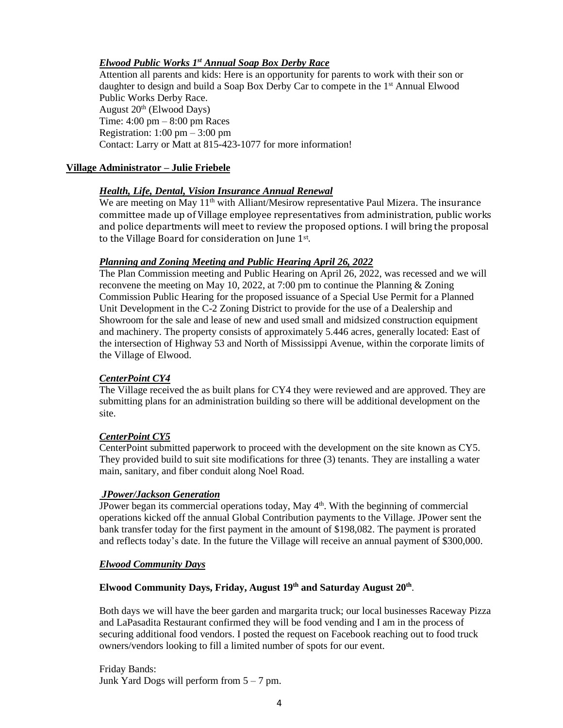***Elwood Public Works 1st Annual Soap Box Derby Race***

Attention all parents and kids: Here is an opportunity for parents to work with their son or daughter to design and build a Soap Box Derby Car to compete in the 1st Annual Elwood Public Works Derby Race.
August 20th (Elwood Days)
Time: 4:00 pm – 8:00 pm Races
Registration: 1:00 pm – 3:00 pm
Contact: Larry or Matt at 815-423-1077 for more information!

**Village Administrator – Julie Friebele**

***Health, Life, Dental, Vision Insurance Annual Renewal***

We are meeting on May 11th with Alliant/Mesirow representative Paul Mizera. The insurance committee made up of Village employee representatives from administration, public works and police departments will meet to review the proposed options. I will bring the proposal to the Village Board for consideration on June 1st.

***Planning and Zoning Meeting and Public Hearing April 26, 2022***

The Plan Commission meeting and Public Hearing on April 26, 2022, was recessed and we will reconvene the meeting on May 10, 2022, at 7:00 pm to continue the Planning & Zoning Commission Public Hearing for the proposed issuance of a Special Use Permit for a Planned Unit Development in the C-2 Zoning District to provide for the use of a Dealership and Showroom for the sale and lease of new and used small and midsized construction equipment and machinery. The property consists of approximately 5.446 acres, generally located: East of the intersection of Highway 53 and North of Mississippi Avenue, within the corporate limits of the Village of Elwood.

***CenterPoint CY4***

The Village received the as built plans for CY4 they were reviewed and are approved. They are submitting plans for an administration building so there will be additional development on the site.

***CenterPoint CY5***

CenterPoint submitted paperwork to proceed with the development on the site known as CY5. They provided build to suit site modifications for three (3) tenants. They are installing a water main, sanitary, and fiber conduit along Noel Road.

***JPower/Jackson Generation***

JPower began its commercial operations today, May 4th. With the beginning of commercial operations kicked off the annual Global Contribution payments to the Village. JPower sent the bank transfer today for the first payment in the amount of $198,082. The payment is prorated and reflects today's date. In the future the Village will receive an annual payment of $300,000.

***Elwood Community Days***

**Elwood Community Days, Friday, August 19th and Saturday August 20th**.

Both days we will have the beer garden and margarita truck; our local businesses Raceway Pizza and LaPasadita Restaurant confirmed they will be food vending and I am in the process of securing additional food vendors. I posted the request on Facebook reaching out to food truck owners/vendors looking to fill a limited number of spots for our event.

Friday Bands:
Junk Yard Dogs will perform from 5 – 7 pm.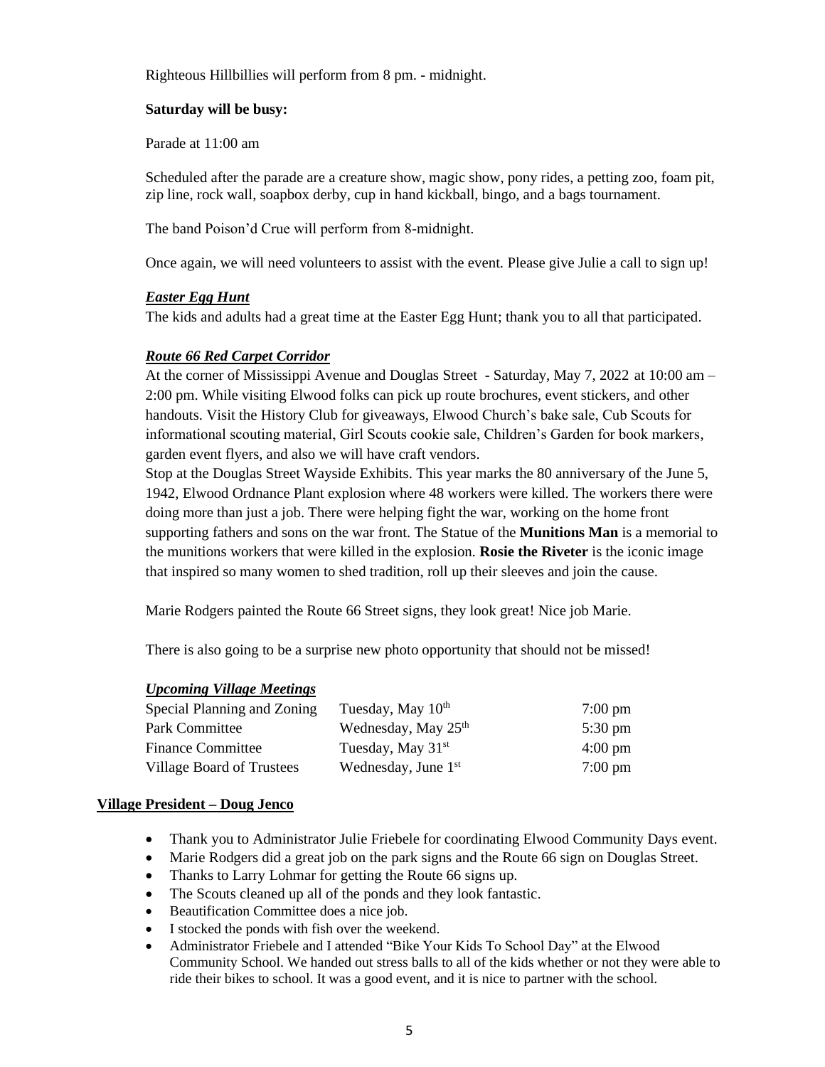Righteous Hillbillies will perform from 8 pm. - midnight.

**Saturday will be busy:**

Parade at 11:00 am

Scheduled after the parade are a creature show, magic show, pony rides, a petting zoo, foam pit, zip line, rock wall, soapbox derby, cup in hand kickball, bingo, and a bags tournament.

The band Poison'd Crue will perform from 8-midnight.

Once again, we will need volunteers to assist with the event. Please give Julie a call to sign up!

***Easter Egg Hunt***

The kids and adults had a great time at the Easter Egg Hunt; thank you to all that participated.

***Route 66 Red Carpet Corridor***

At the corner of Mississippi Avenue and Douglas Street - Saturday, May 7, 2022 at 10:00 am – 2:00 pm. While visiting Elwood folks can pick up route brochures, event stickers, and other handouts. Visit the History Club for giveaways, Elwood Church's bake sale, Cub Scouts for informational scouting material, Girl Scouts cookie sale, Children's Garden for book markers, garden event flyers, and also we will have craft vendors.

Stop at the Douglas Street Wayside Exhibits. This year marks the 80 anniversary of the June 5, 1942, Elwood Ordnance Plant explosion where 48 workers were killed. The workers there were doing more than just a job. There were helping fight the war, working on the home front supporting fathers and sons on the war front. The Statue of the **Munitions Man** is a memorial to the munitions workers that were killed in the explosion. **Rosie the Riveter** is the iconic image that inspired so many women to shed tradition, roll up their sleeves and join the cause.

Marie Rodgers painted the Route 66 Street signs, they look great! Nice job Marie.

There is also going to be a surprise new photo opportunity that should not be missed!

***Upcoming Village Meetings***

| | | |
|---|---|---|
| Special Planning and Zoning | Tuesday, May 10th | 7:00 pm |
| Park Committee | Wednesday, May 25th | 5:30 pm |
| Finance Committee | Tuesday, May 31st | 4:00 pm |
| Village Board of Trustees | Wednesday, June 1st | 7:00 pm |

**Village President – Doug Jenco**

- Thank you to Administrator Julie Friebele for coordinating Elwood Community Days event.
- Marie Rodgers did a great job on the park signs and the Route 66 sign on Douglas Street.
- Thanks to Larry Lohmar for getting the Route 66 signs up.
- The Scouts cleaned up all of the ponds and they look fantastic.
- Beautification Committee does a nice job.
- I stocked the ponds with fish over the weekend.
- Administrator Friebele and I attended "Bike Your Kids To School Day" at the Elwood Community School. We handed out stress balls to all of the kids whether or not they were able to ride their bikes to school. It was a good event, and it is nice to partner with the school.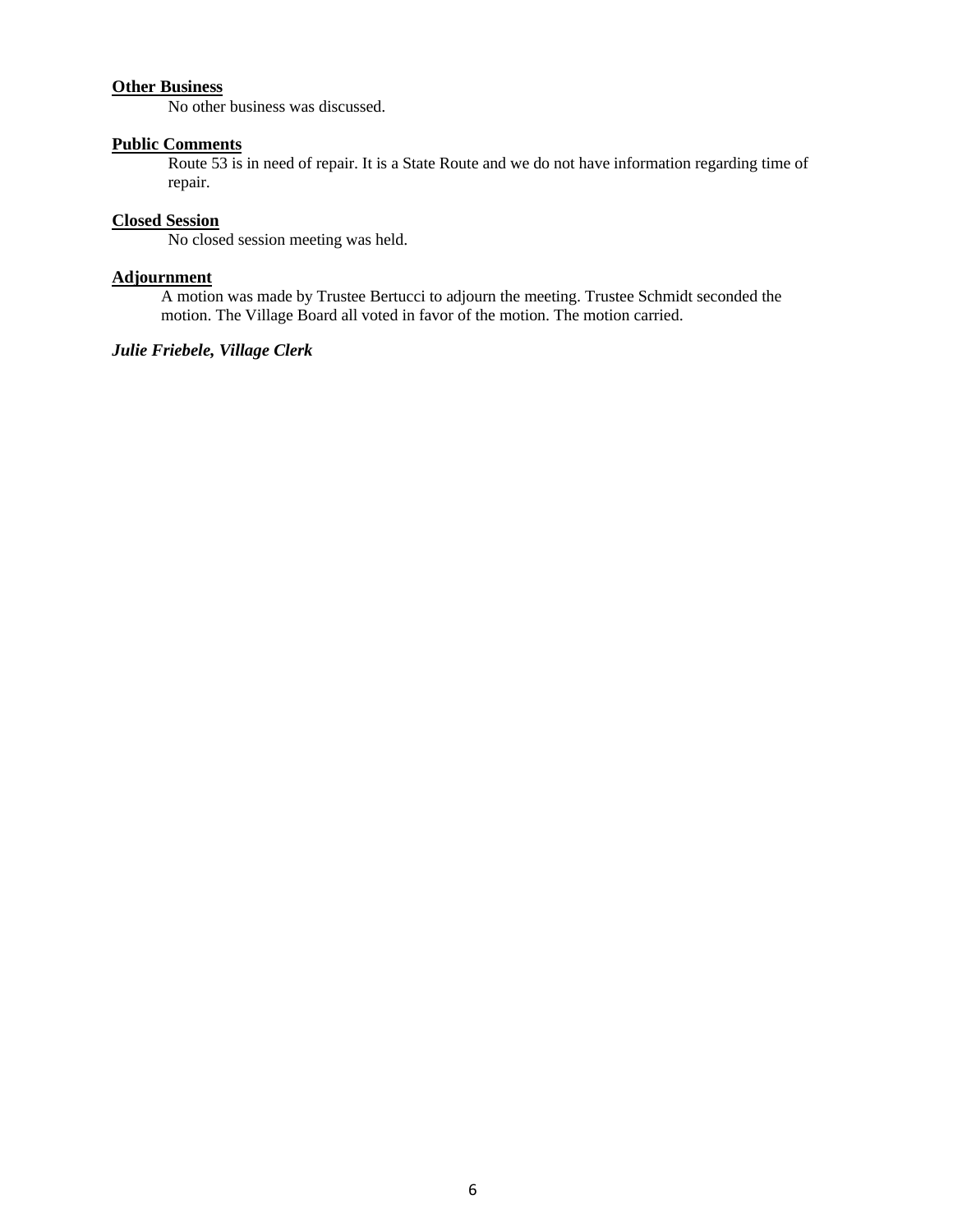**Other Business**

No other business was discussed.

**Public Comments**

Route 53 is in need of repair. It is a State Route and we do not have information regarding time of repair.

**Closed Session**

No closed session meeting was held.

**Adjournment**

A motion was made by Trustee Bertucci to adjourn the meeting. Trustee Schmidt seconded the motion. The Village Board all voted in favor of the motion. The motion carried.

***Julie Friebele, Village Clerk***